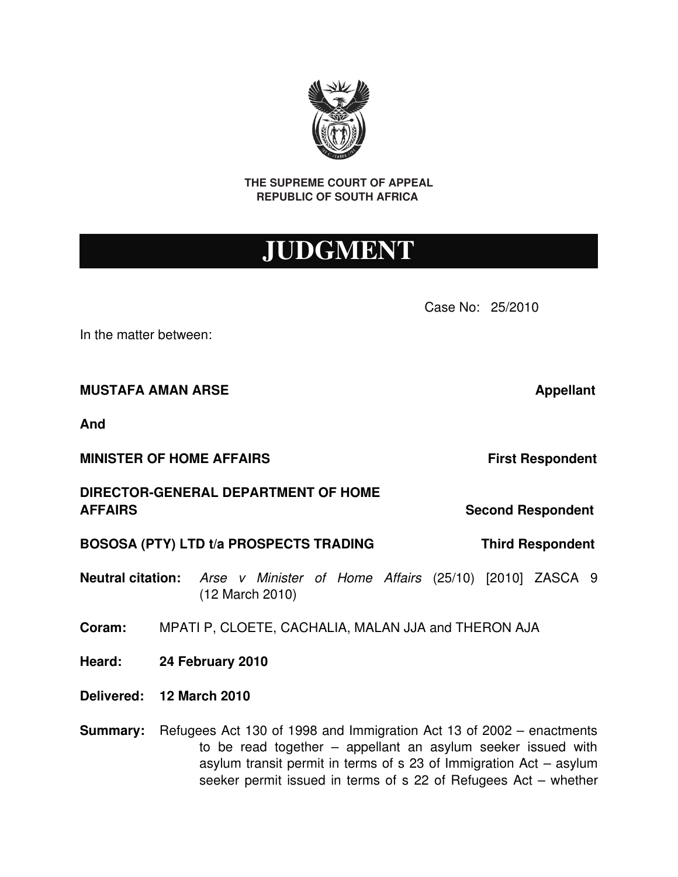**THE SUPREME COURT OF APPEAL**
**REPUBLIC OF SOUTH AFRICA**

# JUDGMENT

Case No: 25/2010

In the matter between:

**MUSTAFA AMAN ARSE** **Appellant**

**And**

**MINISTER OF HOME AFFAIRS** **First Respondent**

**DIRECTOR-GENERAL DEPARTMENT OF HOME AFFAIRS** **Second Respondent**

**BOSOSA (PTY) LTD t/a PROSPECTS TRADING** **Third Respondent**

**Neutral citation:** *Arse v Minister of Home Affairs* (25/10) [2010] ZASCA 9 (12 March 2010)

**Coram:** MPATI P, CLOETE, CACHALIA, MALAN JJA and THERON AJA

**Heard:** **24 February 2010**

**Delivered:** **12 March 2010**

**Summary:** Refugees Act 130 of 1998 and Immigration Act 13 of 2002 – enactments to be read together – appellant an asylum seeker issued with asylum transit permit in terms of s 23 of Immigration Act – asylum seeker permit issued in terms of s 22 of Refugees Act – whether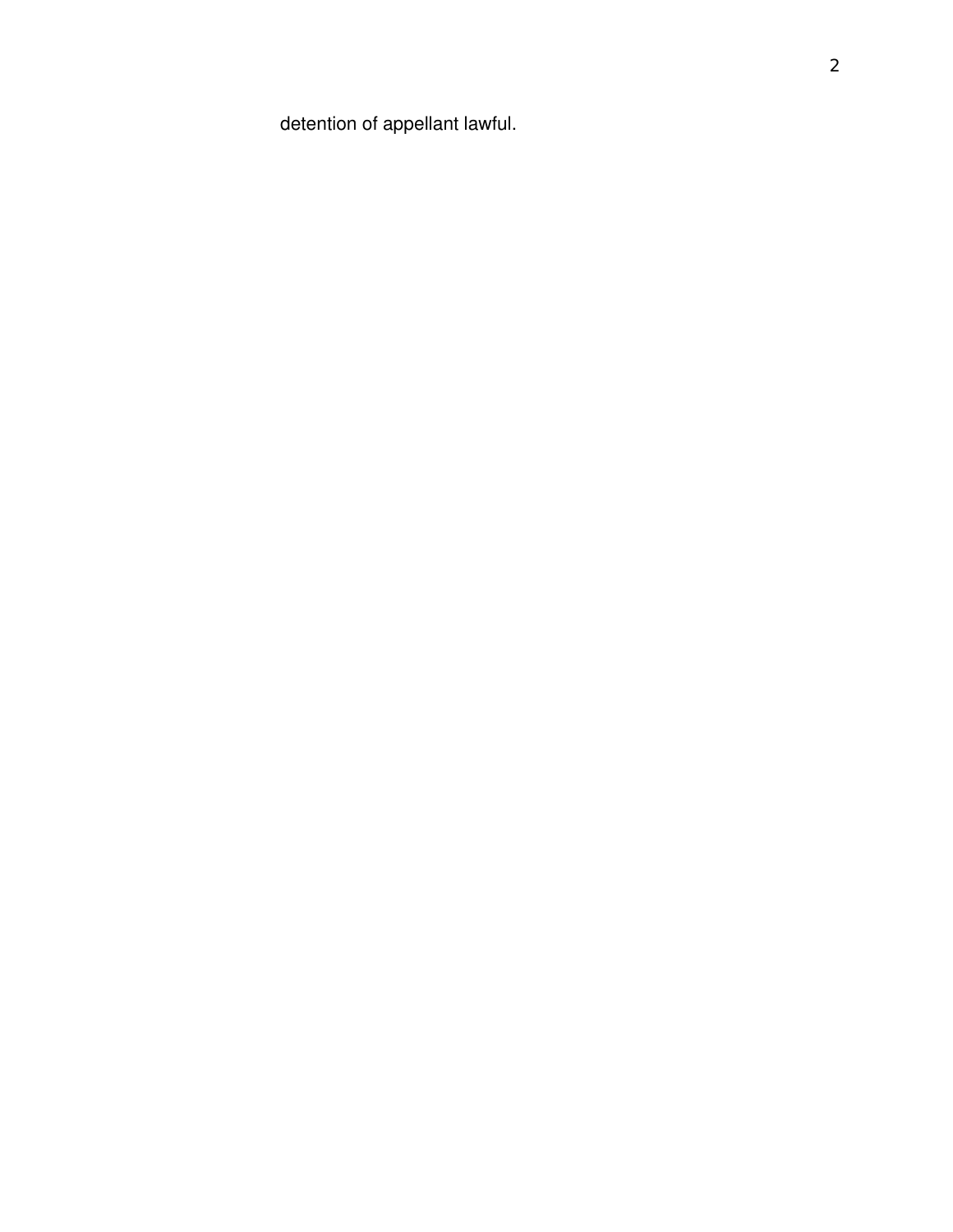detention of appellant lawful.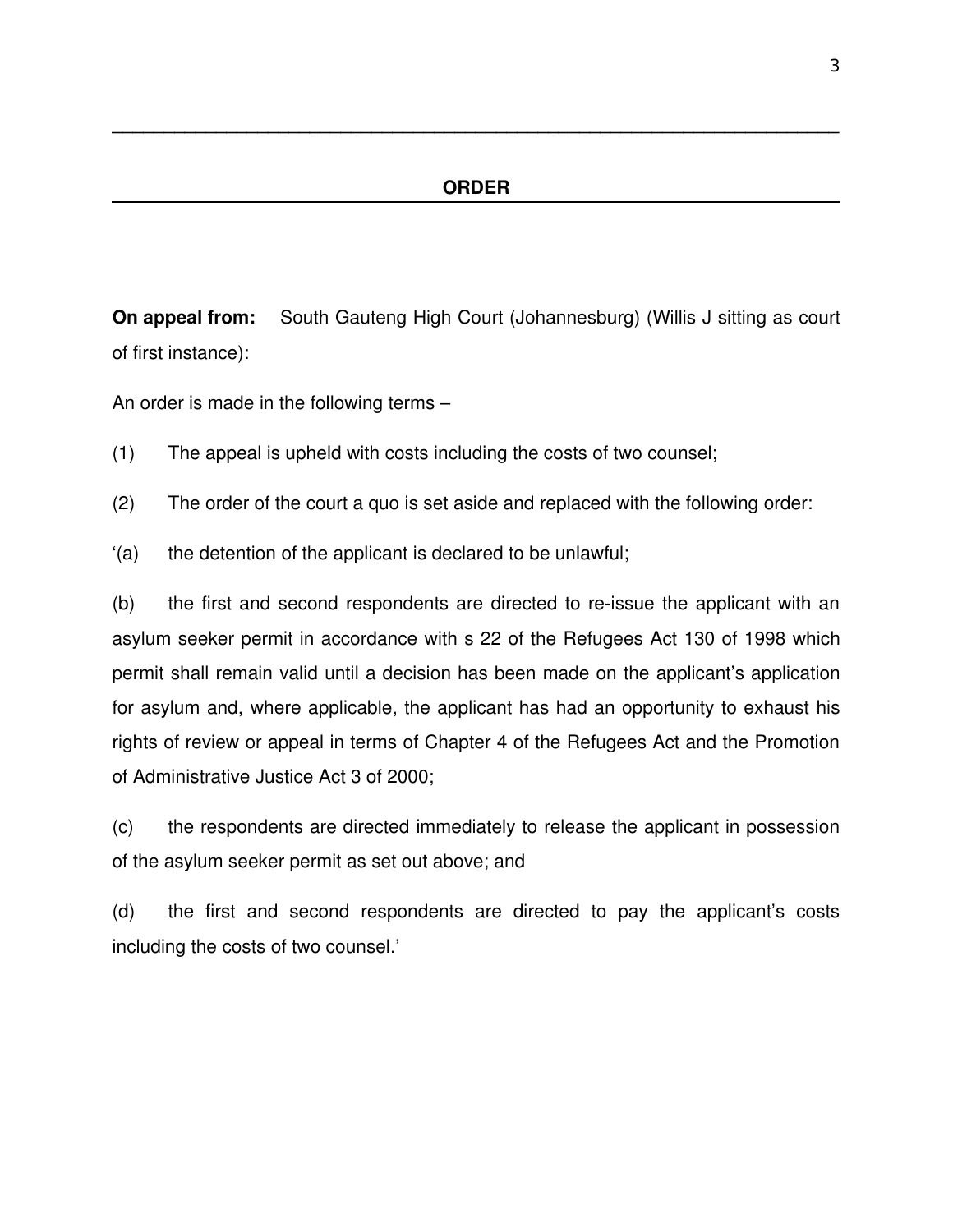## ORDER

**On appeal from:** South Gauteng High Court (Johannesburg) (Willis J sitting as court of first instance):

An order is made in the following terms –

(1) The appeal is upheld with costs including the costs of two counsel;

(2) The order of the court a quo is set aside and replaced with the following order:

'(a) the detention of the applicant is declared to be unlawful;

(b) the first and second respondents are directed to re-issue the applicant with an asylum seeker permit in accordance with s 22 of the Refugees Act 130 of 1998 which permit shall remain valid until a decision has been made on the applicant's application for asylum and, where applicable, the applicant has had an opportunity to exhaust his rights of review or appeal in terms of Chapter 4 of the Refugees Act and the Promotion of Administrative Justice Act 3 of 2000;

(c) the respondents are directed immediately to release the applicant in possession of the asylum seeker permit as set out above; and

(d) the first and second respondents are directed to pay the applicant's costs including the costs of two counsel.'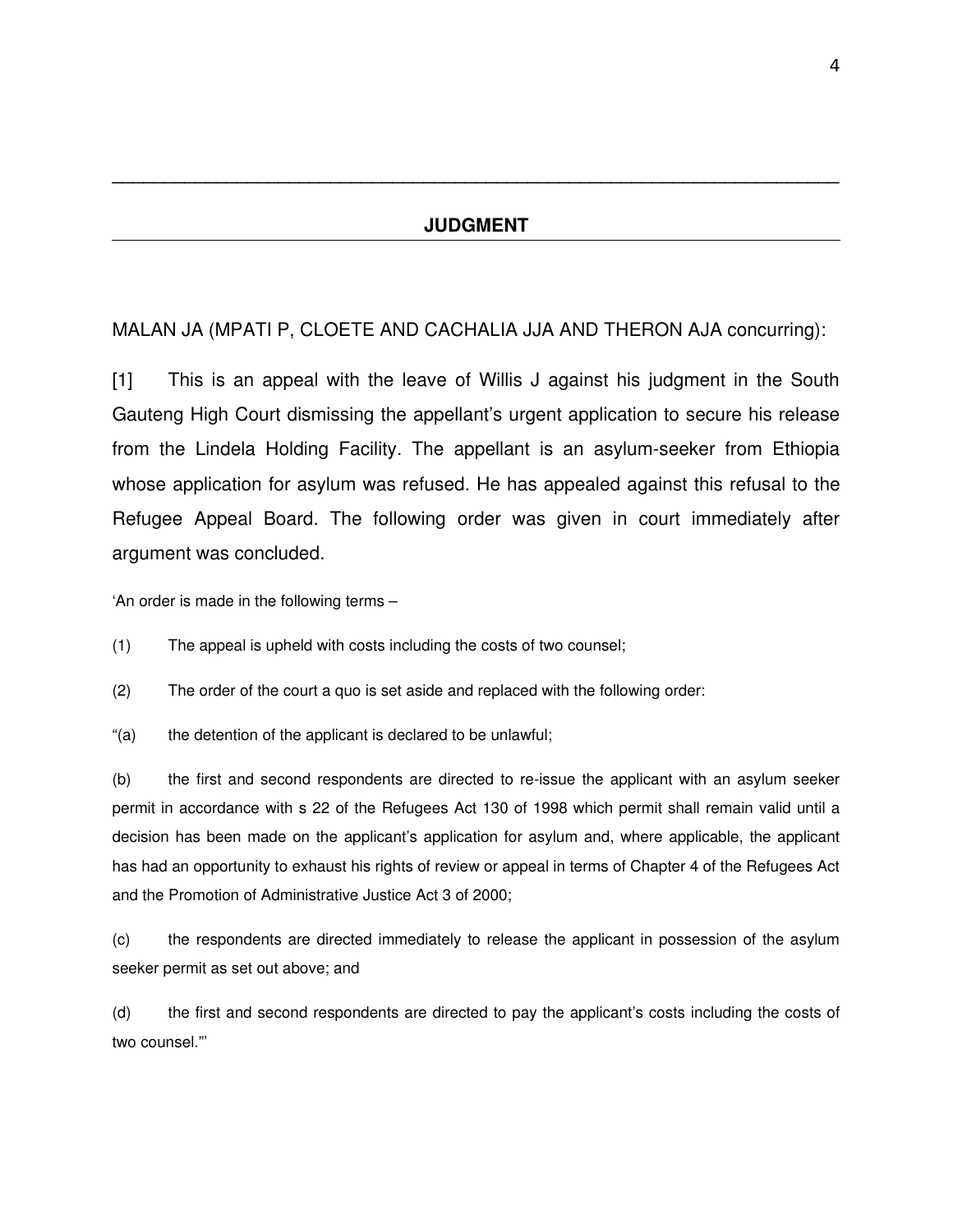## JUDGMENT

MALAN JA (MPATI P, CLOETE AND CACHALIA JJA AND THERON AJA concurring):

[1] This is an appeal with the leave of Willis J against his judgment in the South Gauteng High Court dismissing the appellant's urgent application to secure his release from the Lindela Holding Facility. The appellant is an asylum-seeker from Ethiopia whose application for asylum was refused. He has appealed against this refusal to the Refugee Appeal Board. The following order was given in court immediately after argument was concluded.

'An order is made in the following terms –

(1) The appeal is upheld with costs including the costs of two counsel;

(2) The order of the court a quo is set aside and replaced with the following order:

"(a) the detention of the applicant is declared to be unlawful;

(b) the first and second respondents are directed to re-issue the applicant with an asylum seeker permit in accordance with s 22 of the Refugees Act 130 of 1998 which permit shall remain valid until a decision has been made on the applicant's application for asylum and, where applicable, the applicant has had an opportunity to exhaust his rights of review or appeal in terms of Chapter 4 of the Refugees Act and the Promotion of Administrative Justice Act 3 of 2000;

(c) the respondents are directed immediately to release the applicant in possession of the asylum seeker permit as set out above; and

(d) the first and second respondents are directed to pay the applicant's costs including the costs of two counsel."'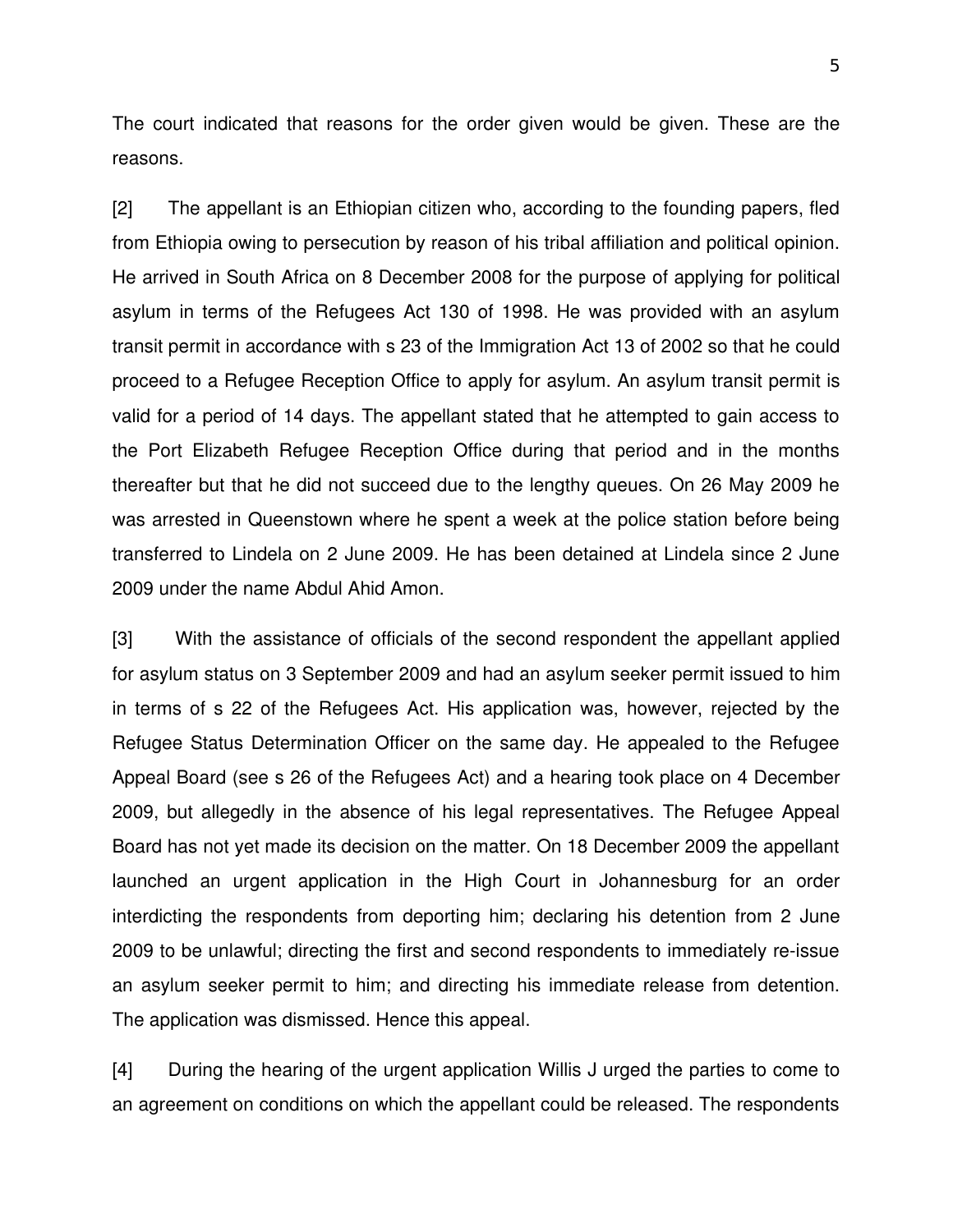The court indicated that reasons for the order given would be given. These are the reasons.

[2] The appellant is an Ethiopian citizen who, according to the founding papers, fled from Ethiopia owing to persecution by reason of his tribal affiliation and political opinion. He arrived in South Africa on 8 December 2008 for the purpose of applying for political asylum in terms of the Refugees Act 130 of 1998. He was provided with an asylum transit permit in accordance with s 23 of the Immigration Act 13 of 2002 so that he could proceed to a Refugee Reception Office to apply for asylum. An asylum transit permit is valid for a period of 14 days. The appellant stated that he attempted to gain access to the Port Elizabeth Refugee Reception Office during that period and in the months thereafter but that he did not succeed due to the lengthy queues. On 26 May 2009 he was arrested in Queenstown where he spent a week at the police station before being transferred to Lindela on 2 June 2009. He has been detained at Lindela since 2 June 2009 under the name Abdul Ahid Amon.

[3] With the assistance of officials of the second respondent the appellant applied for asylum status on 3 September 2009 and had an asylum seeker permit issued to him in terms of s 22 of the Refugees Act. His application was, however, rejected by the Refugee Status Determination Officer on the same day. He appealed to the Refugee Appeal Board (see s 26 of the Refugees Act) and a hearing took place on 4 December 2009, but allegedly in the absence of his legal representatives. The Refugee Appeal Board has not yet made its decision on the matter. On 18 December 2009 the appellant launched an urgent application in the High Court in Johannesburg for an order interdicting the respondents from deporting him; declaring his detention from 2 June 2009 to be unlawful; directing the first and second respondents to immediately re-issue an asylum seeker permit to him; and directing his immediate release from detention. The application was dismissed. Hence this appeal.

[4] During the hearing of the urgent application Willis J urged the parties to come to an agreement on conditions on which the appellant could be released. The respondents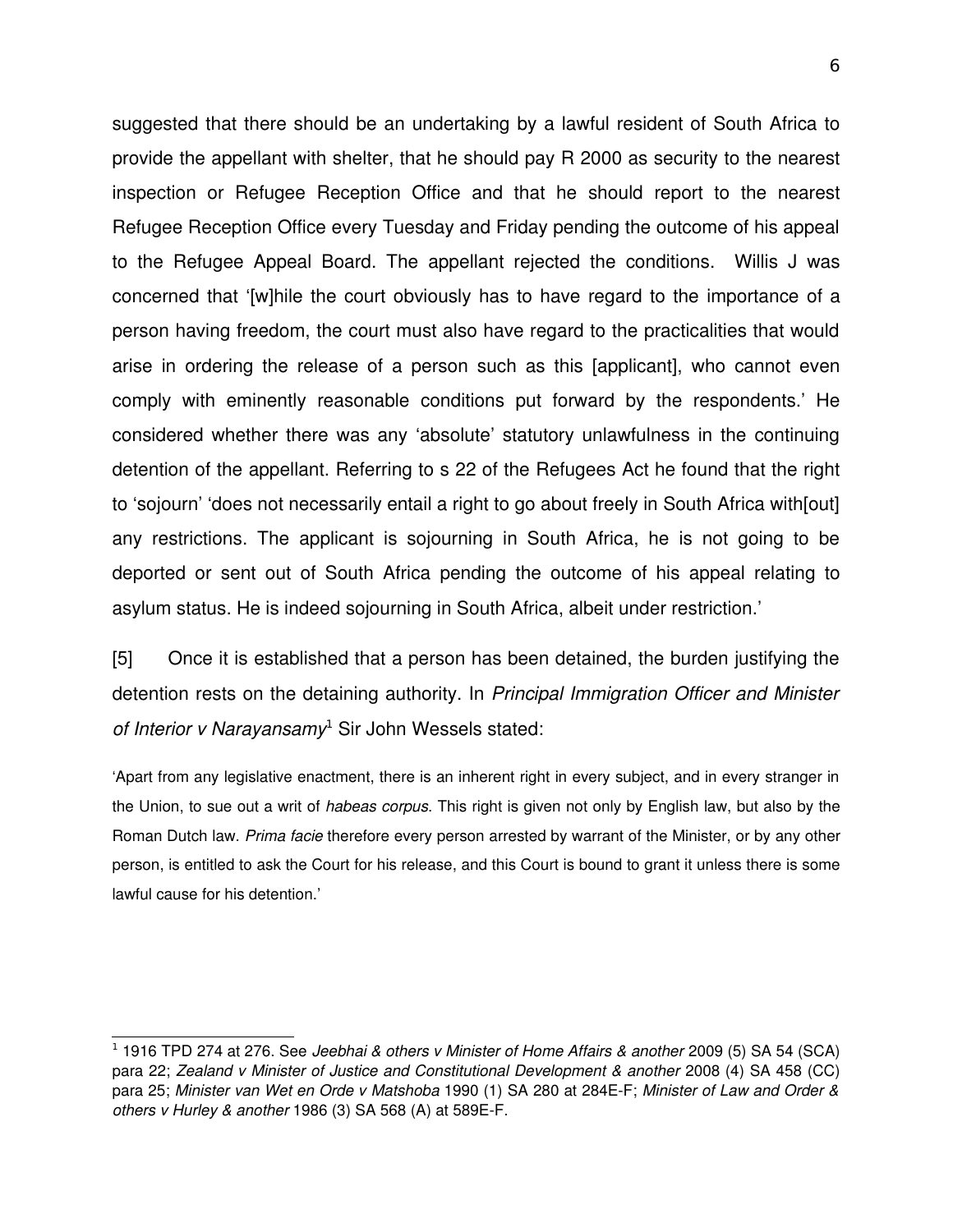suggested that there should be an undertaking by a lawful resident of South Africa to provide the appellant with shelter, that he should pay R 2000 as security to the nearest inspection or Refugee Reception Office and that he should report to the nearest Refugee Reception Office every Tuesday and Friday pending the outcome of his appeal to the Refugee Appeal Board. The appellant rejected the conditions. Willis J was concerned that '[w]hile the court obviously has to have regard to the importance of a person having freedom, the court must also have regard to the practicalities that would arise in ordering the release of a person such as this [applicant], who cannot even comply with eminently reasonable conditions put forward by the respondents.' He considered whether there was any 'absolute' statutory unlawfulness in the continuing detention of the appellant. Referring to s 22 of the Refugees Act he found that the right to 'sojourn' 'does not necessarily entail a right to go about freely in South Africa with[out] any restrictions. The applicant is sojourning in South Africa, he is not going to be deported or sent out of South Africa pending the outcome of his appeal relating to asylum status. He is indeed sojourning in South Africa, albeit under restriction.'

[5] Once it is established that a person has been detained, the burden justifying the detention rests on the detaining authority. In *Principal Immigration Officer and Minister of Interior v Narayansamy*[1] Sir John Wessels stated:

> 'Apart from any legislative enactment, there is an inherent right in every subject, and in every stranger in the Union, to sue out a writ of *habeas corpus*. This right is given not only by English law, but also by the Roman Dutch law. *Prima facie* therefore every person arrested by warrant of the Minister, or by any other person, is entitled to ask the Court for his release, and this Court is bound to grant it unless there is some lawful cause for his detention.'

---

[1] 1916 TPD 274 at 276. See *Jeebhai & others v Minister of Home Affairs & another* 2009 (5) SA 54 (SCA) para 22; *Zealand v Minister of Justice and Constitutional Development & another* 2008 (4) SA 458 (CC) para 25; *Minister van Wet en Orde v Matshoba* 1990 (1) SA 280 at 284E-F; *Minister of Law and Order & others v Hurley & another* 1986 (3) SA 568 (A) at 589E-F.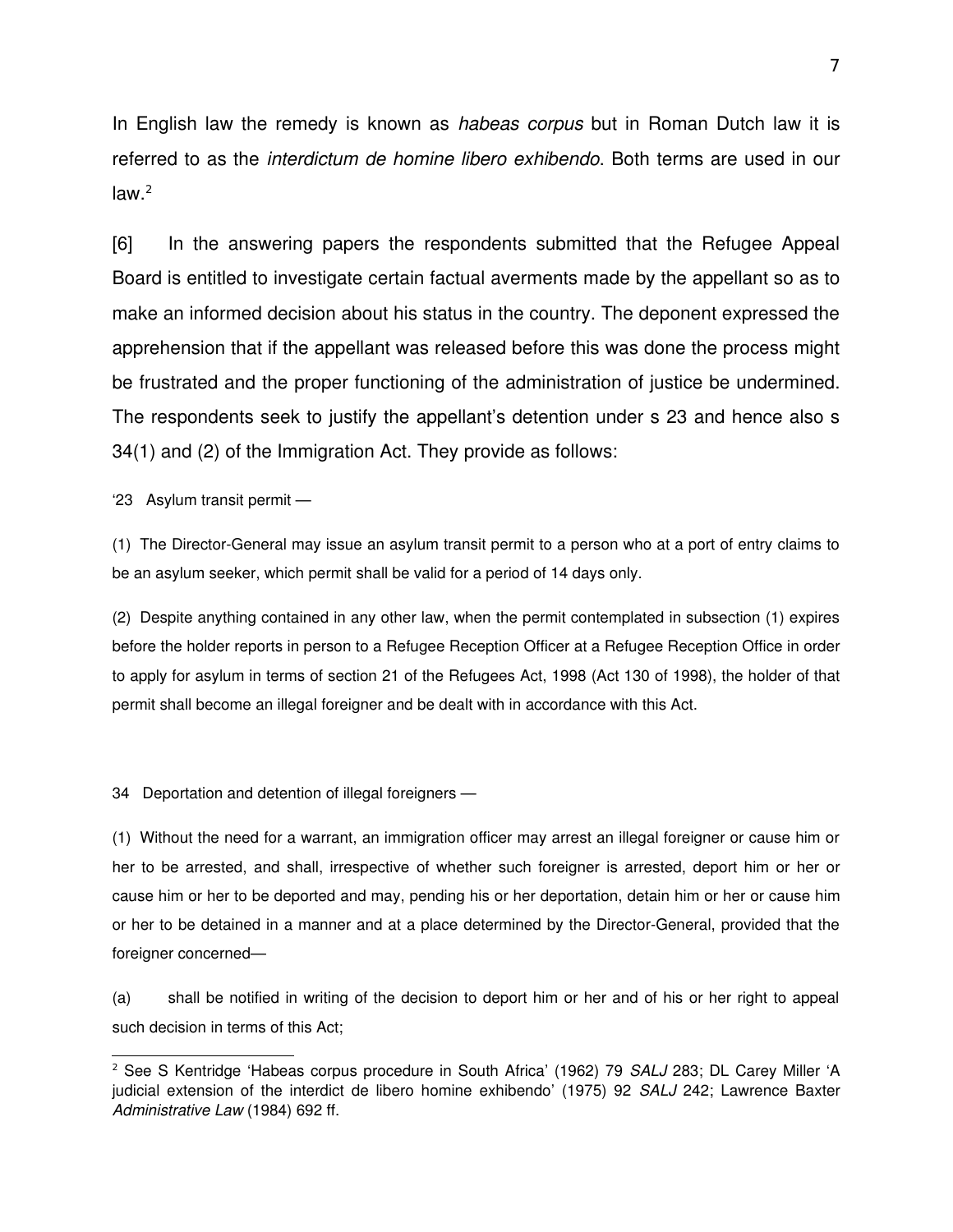In English law the remedy is known as *habeas corpus* but in Roman Dutch law it is referred to as the *interdictum de homine libero exhibendo*. Both terms are used in our law.[2]

[6] In the answering papers the respondents submitted that the Refugee Appeal Board is entitled to investigate certain factual averments made by the appellant so as to make an informed decision about his status in the country. The deponent expressed the apprehension that if the appellant was released before this was done the process might be frustrated and the proper functioning of the administration of justice be undermined. The respondents seek to justify the appellant's detention under s 23 and hence also s 34(1) and (2) of the Immigration Act. They provide as follows:

'23 Asylum transit permit —

(1) The Director-General may issue an asylum transit permit to a person who at a port of entry claims to be an asylum seeker, which permit shall be valid for a period of 14 days only.

(2) Despite anything contained in any other law, when the permit contemplated in subsection (1) expires before the holder reports in person to a Refugee Reception Officer at a Refugee Reception Office in order to apply for asylum in terms of section 21 of the Refugees Act, 1998 (Act 130 of 1998), the holder of that permit shall become an illegal foreigner and be dealt with in accordance with this Act.

34 Deportation and detention of illegal foreigners —

(1) Without the need for a warrant, an immigration officer may arrest an illegal foreigner or cause him or her to be arrested, and shall, irrespective of whether such foreigner is arrested, deport him or her or cause him or her to be deported and may, pending his or her deportation, detain him or her or cause him or her to be detained in a manner and at a place determined by the Director-General, provided that the foreigner concerned—

(a) shall be notified in writing of the decision to deport him or her and of his or her right to appeal such decision in terms of this Act;

---

[2] See S Kentridge 'Habeas corpus procedure in South Africa' (1962) 79 *SALJ* 283; DL Carey Miller 'A judicial extension of the interdict de libero homine exhibendo' (1975) 92 *SALJ* 242; Lawrence Baxter *Administrative Law* (1984) 692 ff.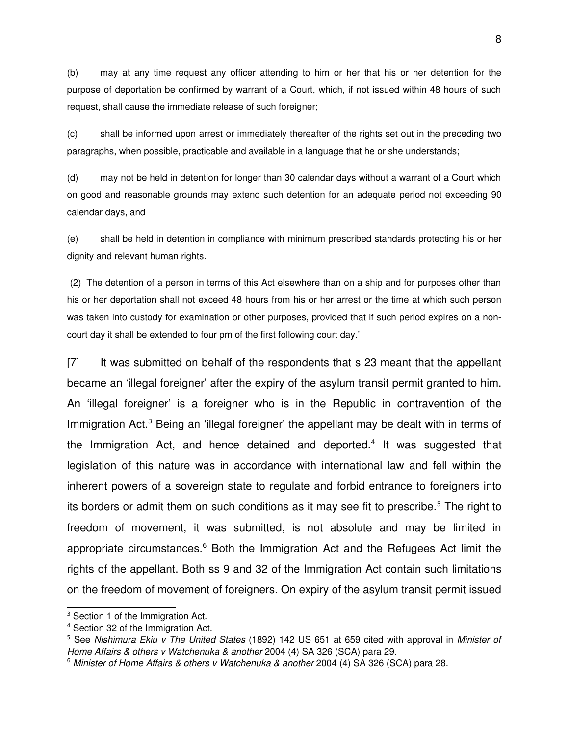(b) may at any time request any officer attending to him or her that his or her detention for the purpose of deportation be confirmed by warrant of a Court, which, if not issued within 48 hours of such request, shall cause the immediate release of such foreigner;

(c) shall be informed upon arrest or immediately thereafter of the rights set out in the preceding two paragraphs, when possible, practicable and available in a language that he or she understands;

(d) may not be held in detention for longer than 30 calendar days without a warrant of a Court which on good and reasonable grounds may extend such detention for an adequate period not exceeding 90 calendar days, and

(e) shall be held in detention in compliance with minimum prescribed standards protecting his or her dignity and relevant human rights.

(2) The detention of a person in terms of this Act elsewhere than on a ship and for purposes other than his or her deportation shall not exceed 48 hours from his or her arrest or the time at which such person was taken into custody for examination or other purposes, provided that if such period expires on a non-court day it shall be extended to four pm of the first following court day.'

[7] It was submitted on behalf of the respondents that s 23 meant that the appellant became an 'illegal foreigner' after the expiry of the asylum transit permit granted to him. An 'illegal foreigner' is a foreigner who is in the Republic in contravention of the Immigration Act.[3] Being an 'illegal foreigner' the appellant may be dealt with in terms of the Immigration Act, and hence detained and deported.[4] It was suggested that legislation of this nature was in accordance with international law and fell within the inherent powers of a sovereign state to regulate and forbid entrance to foreigners into its borders or admit them on such conditions as it may see fit to prescribe.[5] The right to freedom of movement, it was submitted, is not absolute and may be limited in appropriate circumstances.[6] Both the Immigration Act and the Refugees Act limit the rights of the appellant. Both ss 9 and 32 of the Immigration Act contain such limitations on the freedom of movement of foreigners. On expiry of the asylum transit permit issued

---

[3] Section 1 of the Immigration Act.

[4] Section 32 of the Immigration Act.

[5] See *Nishimura Ekiu v The United States* (1892) 142 US 651 at 659 cited with approval in *Minister of Home Affairs & others v Watchenuka & another* 2004 (4) SA 326 (SCA) para 29.

[6] *Minister of Home Affairs & others v Watchenuka & another* 2004 (4) SA 326 (SCA) para 28.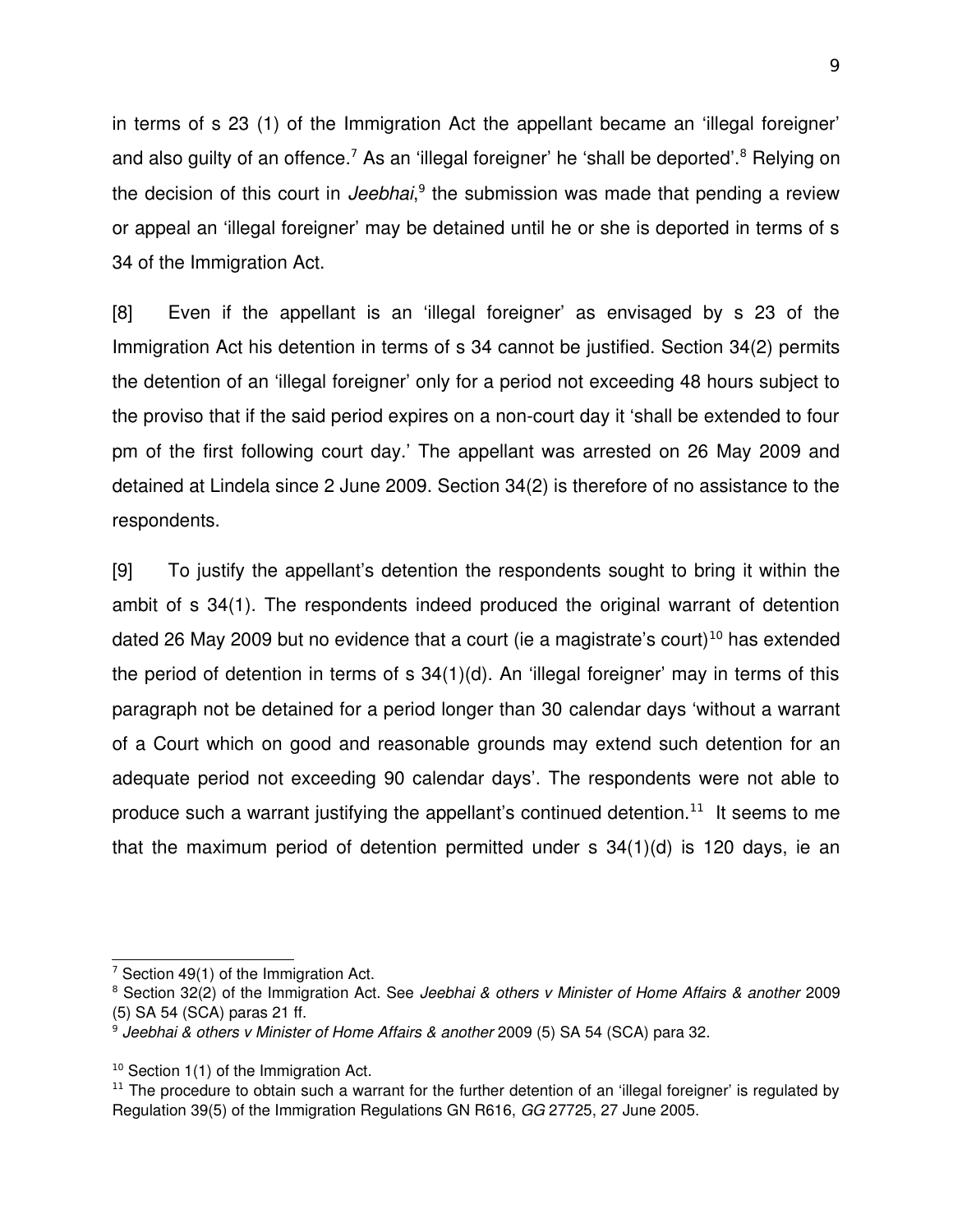in terms of s 23 (1) of the Immigration Act the appellant became an 'illegal foreigner' and also guilty of an offence.[7] As an 'illegal foreigner' he 'shall be deported'.[8] Relying on the decision of this court in *Jeebhai*,[9] the submission was made that pending a review or appeal an 'illegal foreigner' may be detained until he or she is deported in terms of s 34 of the Immigration Act.

[8] Even if the appellant is an 'illegal foreigner' as envisaged by s 23 of the Immigration Act his detention in terms of s 34 cannot be justified. Section 34(2) permits the detention of an 'illegal foreigner' only for a period not exceeding 48 hours subject to the proviso that if the said period expires on a non-court day it 'shall be extended to four pm of the first following court day.' The appellant was arrested on 26 May 2009 and detained at Lindela since 2 June 2009. Section 34(2) is therefore of no assistance to the respondents.

[9] To justify the appellant's detention the respondents sought to bring it within the ambit of s 34(1). The respondents indeed produced the original warrant of detention dated 26 May 2009 but no evidence that a court (ie a magistrate's court)[10] has extended the period of detention in terms of s 34(1)(d). An 'illegal foreigner' may in terms of this paragraph not be detained for a period longer than 30 calendar days 'without a warrant of a Court which on good and reasonable grounds may extend such detention for an adequate period not exceeding 90 calendar days'. The respondents were not able to produce such a warrant justifying the appellant's continued detention.[11] It seems to me that the maximum period of detention permitted under s 34(1)(d) is 120 days, ie an

---

[7] Section 49(1) of the Immigration Act.

[8] Section 32(2) of the Immigration Act. See *Jeebhai & others v Minister of Home Affairs & another* 2009 (5) SA 54 (SCA) paras 21 ff.

[9] *Jeebhai & others v Minister of Home Affairs & another* 2009 (5) SA 54 (SCA) para 32.

[10] Section 1(1) of the Immigration Act.

[11] The procedure to obtain such a warrant for the further detention of an 'illegal foreigner' is regulated by Regulation 39(5) of the Immigration Regulations GN R616, *GG* 27725, 27 June 2005.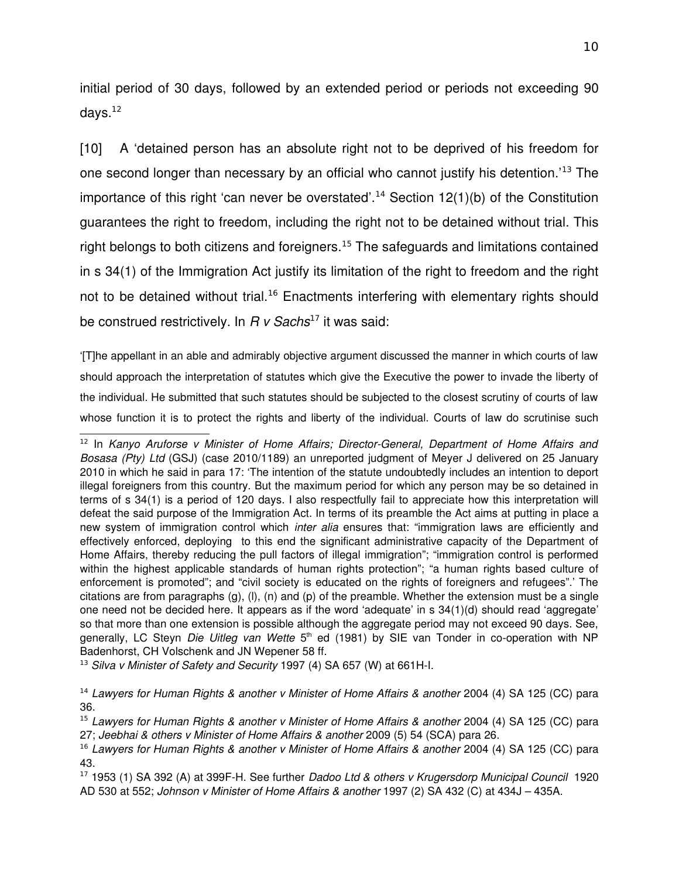initial period of 30 days, followed by an extended period or periods not exceeding 90 days.[12]

[10] A 'detained person has an absolute right not to be deprived of his freedom for one second longer than necessary by an official who cannot justify his detention.'[13] The importance of this right 'can never be overstated'.[14] Section 12(1)(b) of the Constitution guarantees the right to freedom, including the right not to be detained without trial. This right belongs to both citizens and foreigners.[15] The safeguards and limitations contained in s 34(1) of the Immigration Act justify its limitation of the right to freedom and the right not to be detained without trial.[16] Enactments interfering with elementary rights should be construed restrictively. In *R v Sachs*[17] it was said:

'[T]he appellant in an able and admirably objective argument discussed the manner in which courts of law should approach the interpretation of statutes which give the Executive the power to invade the liberty of the individual. He submitted that such statutes should be subjected to the closest scrutiny of courts of law whose function it is to protect the rights and liberty of the individual. Courts of law do scrutinise such

---

[12] In *Kanyo Aruforse v Minister of Home Affairs; Director-General, Department of Home Affairs and Bosasa (Pty) Ltd* (GSJ) (case 2010/1189) an unreported judgment of Meyer J delivered on 25 January 2010 in which he said in para 17: 'The intention of the statute undoubtedly includes an intention to deport illegal foreigners from this country. But the maximum period for which any person may be so detained in terms of s 34(1) is a period of 120 days. I also respectfully fail to appreciate how this interpretation will defeat the said purpose of the Immigration Act. In terms of its preamble the Act aims at putting in place a new system of immigration control which *inter alia* ensures that: "immigration laws are efficiently and effectively enforced, deploying to this end the significant administrative capacity of the Department of Home Affairs, thereby reducing the pull factors of illegal immigration"; "immigration control is performed within the highest applicable standards of human rights protection"; "a human rights based culture of enforcement is promoted"; and "civil society is educated on the rights of foreigners and refugees".' The citations are from paragraphs (g), (l), (n) and (p) of the preamble. Whether the extension must be a single one need not be decided here. It appears as if the word 'adequate' in s 34(1)(d) should read 'aggregate' so that more than one extension is possible although the aggregate period may not exceed 90 days. See, generally, LC Steyn *Die Uitleg van Wette* 5th ed (1981) by SIE van Tonder in co-operation with NP Badenhorst, CH Volschenk and JN Wepener 58 ff.

[13] *Silva v Minister of Safety and Security* 1997 (4) SA 657 (W) at 661H-I.

[14] *Lawyers for Human Rights & another v Minister of Home Affairs & another* 2004 (4) SA 125 (CC) para 36.

[15] *Lawyers for Human Rights & another v Minister of Home Affairs & another* 2004 (4) SA 125 (CC) para 27; *Jeebhai & others v Minister of Home Affairs & another* 2009 (5) 54 (SCA) para 26.

[16] *Lawyers for Human Rights & another v Minister of Home Affairs & another* 2004 (4) SA 125 (CC) para 43.

[17] 1953 (1) SA 392 (A) at 399F-H. See further *Dadoo Ltd & others v Krugersdorp Municipal Council* 1920 AD 530 at 552; *Johnson v Minister of Home Affairs & another* 1997 (2) SA 432 (C) at 434J – 435A.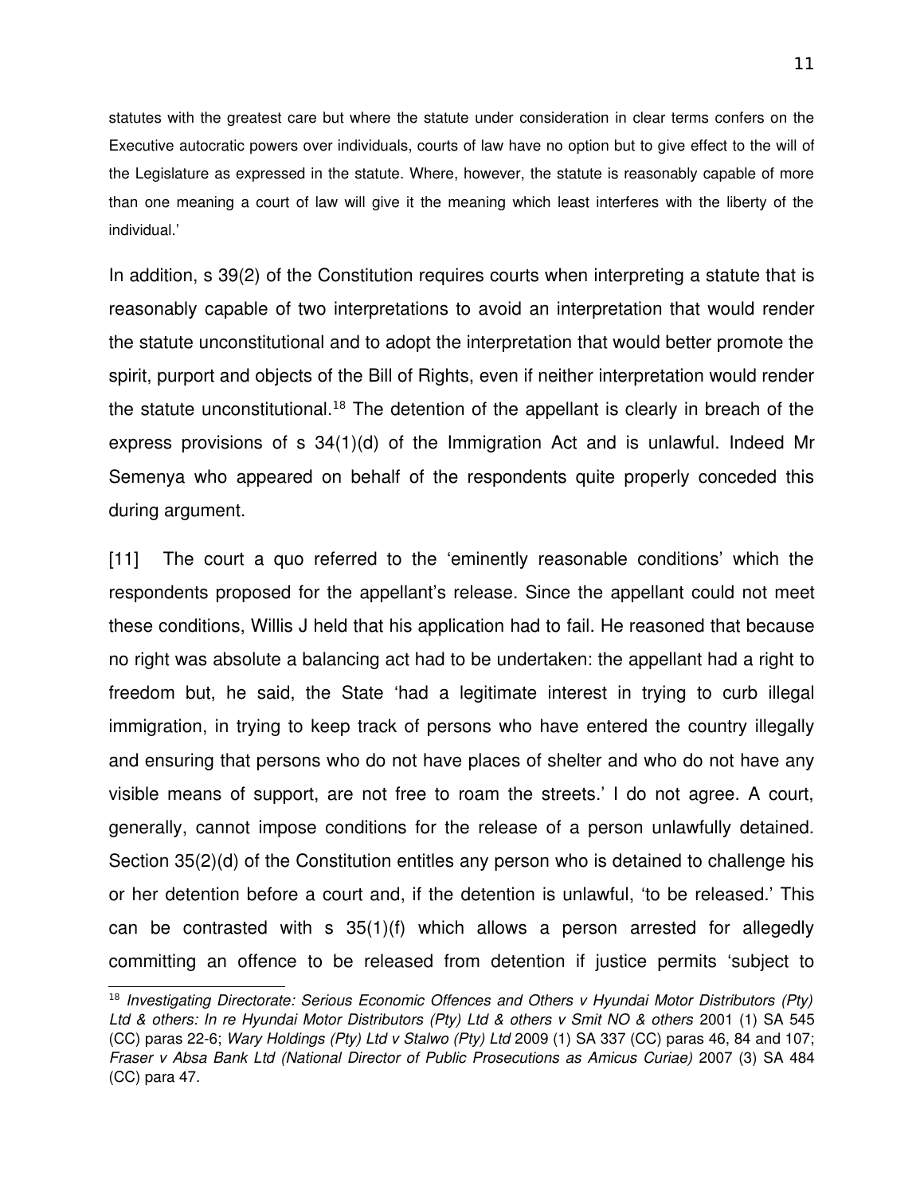statutes with the greatest care but where the statute under consideration in clear terms confers on the Executive autocratic powers over individuals, courts of law have no option but to give effect to the will of the Legislature as expressed in the statute. Where, however, the statute is reasonably capable of more than one meaning a court of law will give it the meaning which least interferes with the liberty of the individual.'

In addition, s 39(2) of the Constitution requires courts when interpreting a statute that is reasonably capable of two interpretations to avoid an interpretation that would render the statute unconstitutional and to adopt the interpretation that would better promote the spirit, purport and objects of the Bill of Rights, even if neither interpretation would render the statute unconstitutional.[18] The detention of the appellant is clearly in breach of the express provisions of s 34(1)(d) of the Immigration Act and is unlawful. Indeed Mr Semenya who appeared on behalf of the respondents quite properly conceded this during argument.

[11] The court a quo referred to the 'eminently reasonable conditions' which the respondents proposed for the appellant's release. Since the appellant could not meet these conditions, Willis J held that his application had to fail. He reasoned that because no right was absolute a balancing act had to be undertaken: the appellant had a right to freedom but, he said, the State 'had a legitimate interest in trying to curb illegal immigration, in trying to keep track of persons who have entered the country illegally and ensuring that persons who do not have places of shelter and who do not have any visible means of support, are not free to roam the streets.' I do not agree. A court, generally, cannot impose conditions for the release of a person unlawfully detained. Section 35(2)(d) of the Constitution entitles any person who is detained to challenge his or her detention before a court and, if the detention is unlawful, 'to be released.' This can be contrasted with s 35(1)(f) which allows a person arrested for allegedly committing an offence to be released from detention if justice permits 'subject to

---

[18] *Investigating Directorate: Serious Economic Offences and Others v Hyundai Motor Distributors (Pty) Ltd & others: In re Hyundai Motor Distributors (Pty) Ltd & others v Smit NO & others* 2001 (1) SA 545 (CC) paras 22-6; *Wary Holdings (Pty) Ltd v Stalwo (Pty) Ltd* 2009 (1) SA 337 (CC) paras 46, 84 and 107; *Fraser v Absa Bank Ltd (National Director of Public Prosecutions as Amicus Curiae)* 2007 (3) SA 484 (CC) para 47.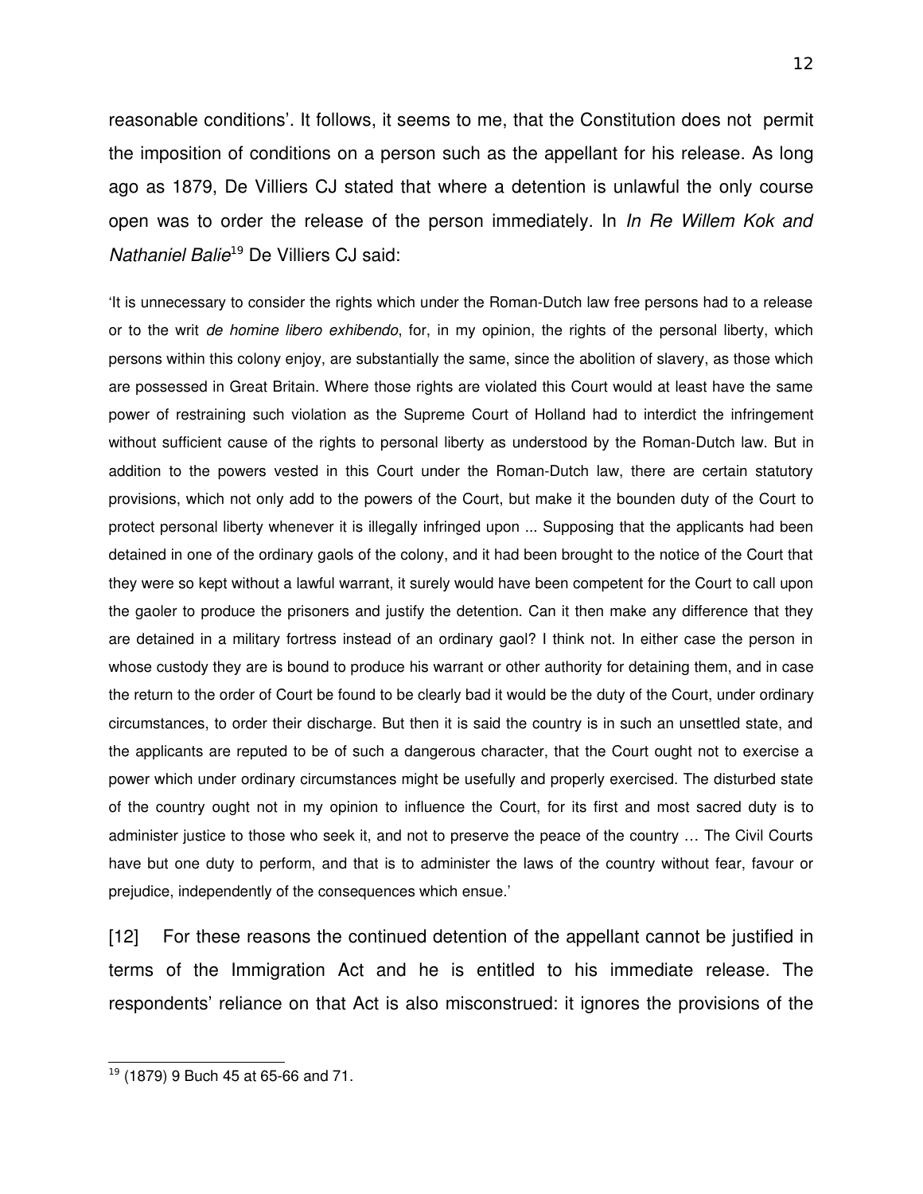reasonable conditions'. It follows, it seems to me, that the Constitution does not permit the imposition of conditions on a person such as the appellant for his release. As long ago as 1879, De Villiers CJ stated that where a detention is unlawful the only course open was to order the release of the person immediately. In *In Re Willem Kok and Nathaniel Balie*[19] De Villiers CJ said:

> 'It is unnecessary to consider the rights which under the Roman-Dutch law free persons had to a release or to the writ *de homine libero exhibendo*, for, in my opinion, the rights of the personal liberty, which persons within this colony enjoy, are substantially the same, since the abolition of slavery, as those which are possessed in Great Britain. Where those rights are violated this Court would at least have the same power of restraining such violation as the Supreme Court of Holland had to interdict the infringement without sufficient cause of the rights to personal liberty as understood by the Roman-Dutch law. But in addition to the powers vested in this Court under the Roman-Dutch law, there are certain statutory provisions, which not only add to the powers of the Court, but make it the bounden duty of the Court to protect personal liberty whenever it is illegally infringed upon ... Supposing that the applicants had been detained in one of the ordinary gaols of the colony, and it had been brought to the notice of the Court that they were so kept without a lawful warrant, it surely would have been competent for the Court to call upon the gaoler to produce the prisoners and justify the detention. Can it then make any difference that they are detained in a military fortress instead of an ordinary gaol? I think not. In either case the person in whose custody they are is bound to produce his warrant or other authority for detaining them, and in case the return to the order of Court be found to be clearly bad it would be the duty of the Court, under ordinary circumstances, to order their discharge. But then it is said the country is in such an unsettled state, and the applicants are reputed to be of such a dangerous character, that the Court ought not to exercise a power which under ordinary circumstances might be usefully and properly exercised. The disturbed state of the country ought not in my opinion to influence the Court, for its first and most sacred duty is to administer justice to those who seek it, and not to preserve the peace of the country … The Civil Courts have but one duty to perform, and that is to administer the laws of the country without fear, favour or prejudice, independently of the consequences which ensue.'

[12] For these reasons the continued detention of the appellant cannot be justified in terms of the Immigration Act and he is entitled to his immediate release. The respondents' reliance on that Act is also misconstrued: it ignores the provisions of the

---

[19] (1879) 9 Buch 45 at 65-66 and 71.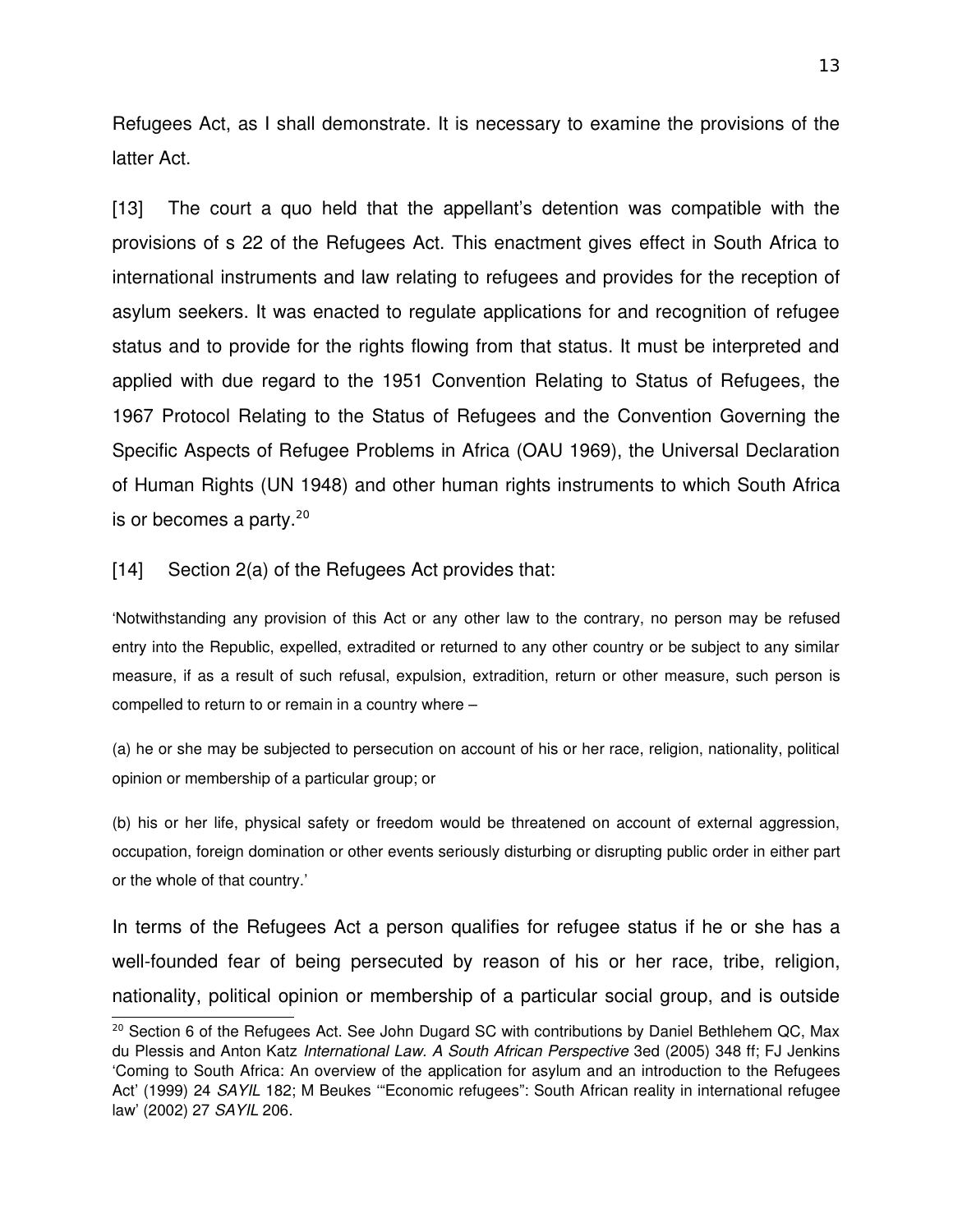Refugees Act, as I shall demonstrate. It is necessary to examine the provisions of the latter Act.

[13] The court a quo held that the appellant's detention was compatible with the provisions of s 22 of the Refugees Act. This enactment gives effect in South Africa to international instruments and law relating to refugees and provides for the reception of asylum seekers. It was enacted to regulate applications for and recognition of refugee status and to provide for the rights flowing from that status. It must be interpreted and applied with due regard to the 1951 Convention Relating to Status of Refugees, the 1967 Protocol Relating to the Status of Refugees and the Convention Governing the Specific Aspects of Refugee Problems in Africa (OAU 1969), the Universal Declaration of Human Rights (UN 1948) and other human rights instruments to which South Africa is or becomes a party.[20]

[14] Section 2(a) of the Refugees Act provides that:

> 'Notwithstanding any provision of this Act or any other law to the contrary, no person may be refused entry into the Republic, expelled, extradited or returned to any other country or be subject to any similar measure, if as a result of such refusal, expulsion, extradition, return or other measure, such person is compelled to return to or remain in a country where –
>
> (a) he or she may be subjected to persecution on account of his or her race, religion, nationality, political opinion or membership of a particular group; or
>
> (b) his or her life, physical safety or freedom would be threatened on account of external aggression, occupation, foreign domination or other events seriously disturbing or disrupting public order in either part or the whole of that country.'

In terms of the Refugees Act a person qualifies for refugee status if he or she has a well-founded fear of being persecuted by reason of his or her race, tribe, religion, nationality, political opinion or membership of a particular social group, and is outside

---

[20] Section 6 of the Refugees Act. See John Dugard SC with contributions by Daniel Bethlehem QC, Max du Plessis and Anton Katz *International Law. A South African Perspective* 3ed (2005) 348 ff; FJ Jenkins 'Coming to South Africa: An overview of the application for asylum and an introduction to the Refugees Act' (1999) 24 *SAYIL* 182; M Beukes '"Economic refugees": South African reality in international refugee law' (2002) 27 *SAYIL* 206.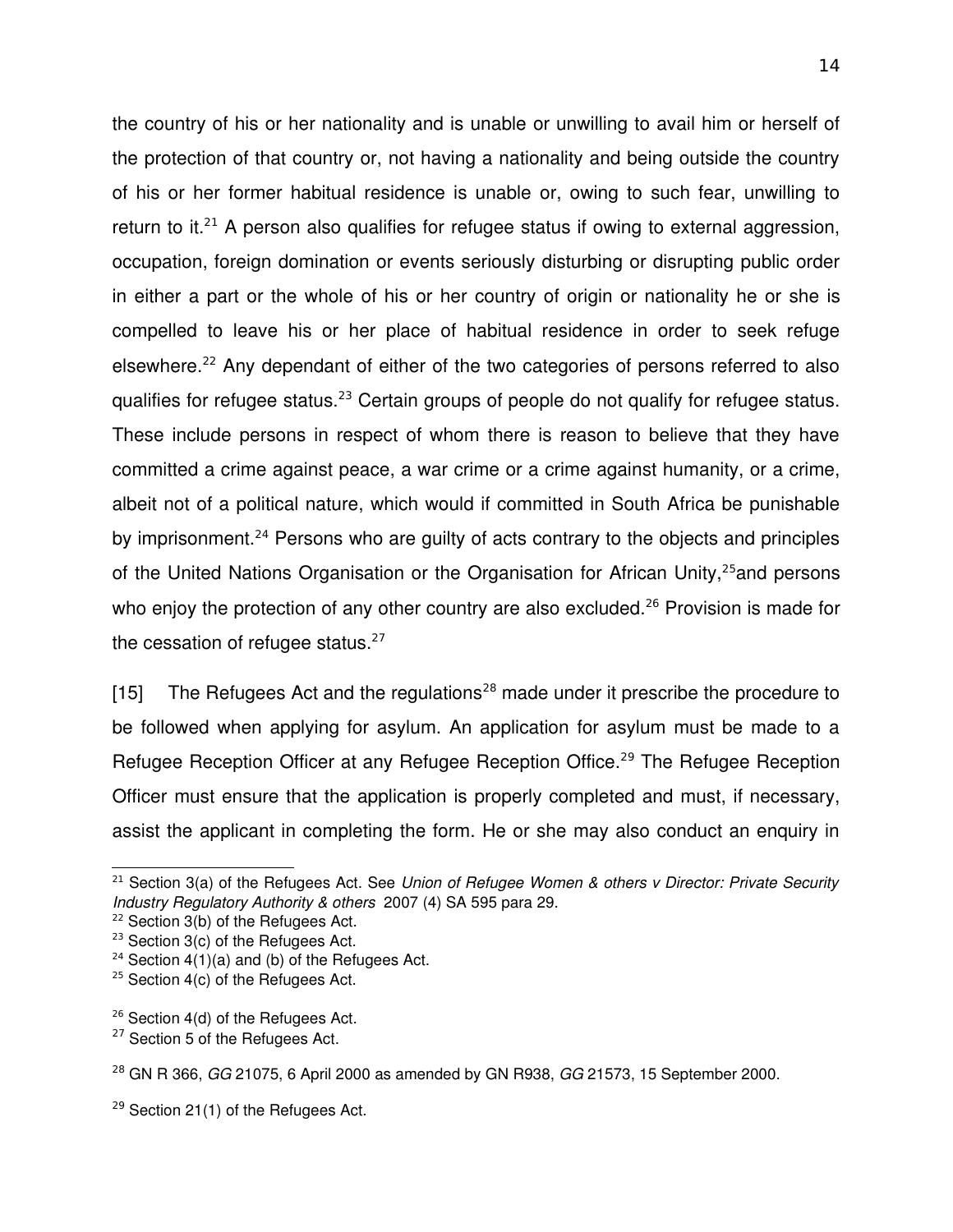the country of his or her nationality and is unable or unwilling to avail him or herself of the protection of that country or, not having a nationality and being outside the country of his or her former habitual residence is unable or, owing to such fear, unwilling to return to it.[21] A person also qualifies for refugee status if owing to external aggression, occupation, foreign domination or events seriously disturbing or disrupting public order in either a part or the whole of his or her country of origin or nationality he or she is compelled to leave his or her place of habitual residence in order to seek refuge elsewhere.[22] Any dependant of either of the two categories of persons referred to also qualifies for refugee status.[23] Certain groups of people do not qualify for refugee status. These include persons in respect of whom there is reason to believe that they have committed a crime against peace, a war crime or a crime against humanity, or a crime, albeit not of a political nature, which would if committed in South Africa be punishable by imprisonment.[24] Persons who are guilty of acts contrary to the objects and principles of the United Nations Organisation or the Organisation for African Unity,[25]and persons who enjoy the protection of any other country are also excluded.[26] Provision is made for the cessation of refugee status.[27]

[15] The Refugees Act and the regulations[28] made under it prescribe the procedure to be followed when applying for asylum. An application for asylum must be made to a Refugee Reception Officer at any Refugee Reception Office.[29] The Refugee Reception Officer must ensure that the application is properly completed and must, if necessary, assist the applicant in completing the form. He or she may also conduct an enquiry in

---

[21] Section 3(a) of the Refugees Act. See *Union of Refugee Women & others v Director: Private Security Industry Regulatory Authority & others* 2007 (4) SA 595 para 29.

[22] Section 3(b) of the Refugees Act.

[23] Section 3(c) of the Refugees Act.

[24] Section 4(1)(a) and (b) of the Refugees Act.

[25] Section 4(c) of the Refugees Act.

[26] Section 4(d) of the Refugees Act.

[27] Section 5 of the Refugees Act.

[28] GN R 366, *GG* 21075, 6 April 2000 as amended by GN R938, *GG* 21573, 15 September 2000.

[29] Section 21(1) of the Refugees Act.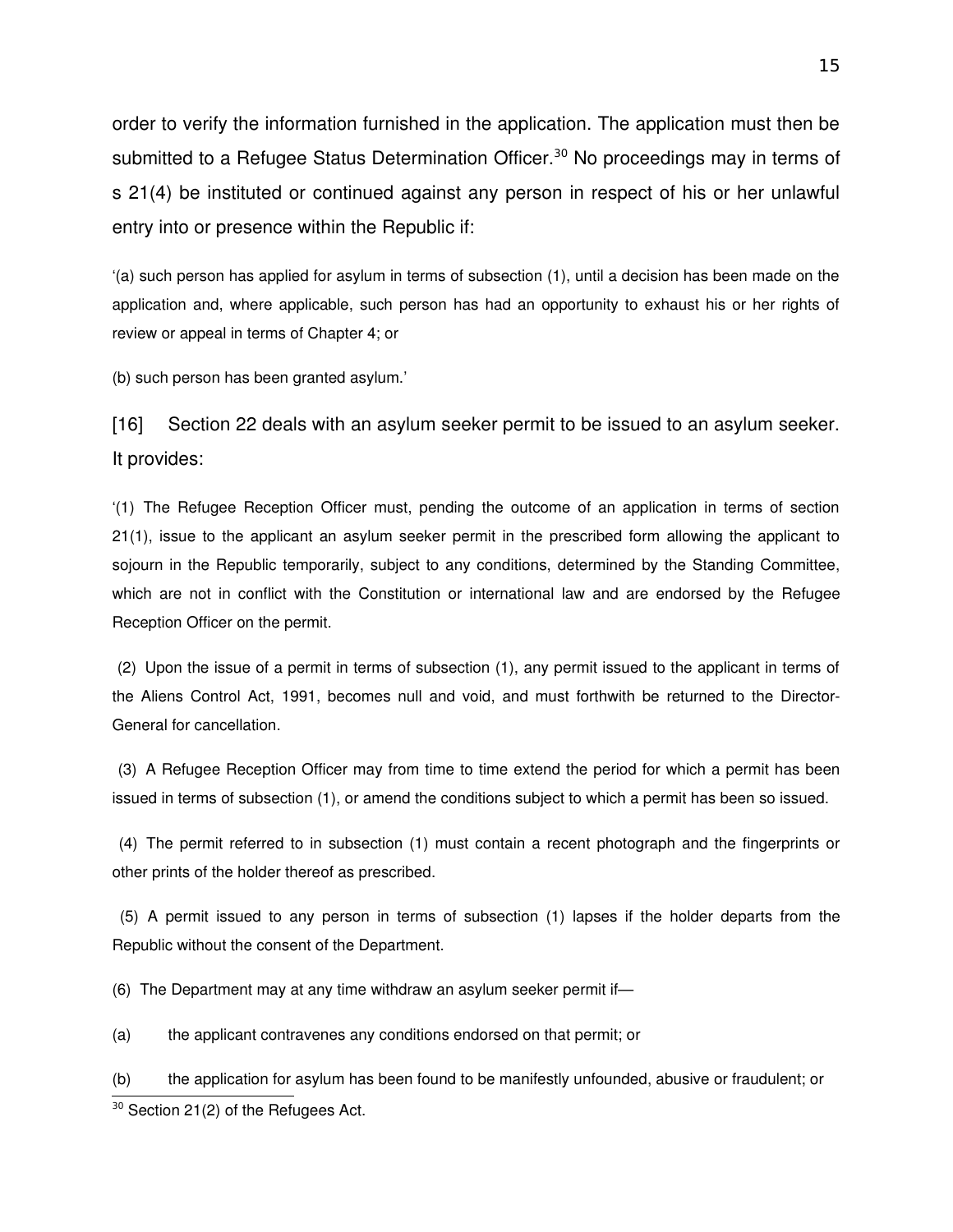order to verify the information furnished in the application. The application must then be submitted to a Refugee Status Determination Officer.[30] No proceedings may in terms of s 21(4) be instituted or continued against any person in respect of his or her unlawful entry into or presence within the Republic if:

'(a) such person has applied for asylum in terms of subsection (1), until a decision has been made on the application and, where applicable, such person has had an opportunity to exhaust his or her rights of review or appeal in terms of Chapter 4; or

(b) such person has been granted asylum.'

[16] Section 22 deals with an asylum seeker permit to be issued to an asylum seeker. It provides:

'(1) The Refugee Reception Officer must, pending the outcome of an application in terms of section 21(1), issue to the applicant an asylum seeker permit in the prescribed form allowing the applicant to sojourn in the Republic temporarily, subject to any conditions, determined by the Standing Committee, which are not in conflict with the Constitution or international law and are endorsed by the Refugee Reception Officer on the permit.

(2) Upon the issue of a permit in terms of subsection (1), any permit issued to the applicant in terms of the Aliens Control Act, 1991, becomes null and void, and must forthwith be returned to the Director-General for cancellation.

(3) A Refugee Reception Officer may from time to time extend the period for which a permit has been issued in terms of subsection (1), or amend the conditions subject to which a permit has been so issued.

(4) The permit referred to in subsection (1) must contain a recent photograph and the fingerprints or other prints of the holder thereof as prescribed.

(5) A permit issued to any person in terms of subsection (1) lapses if the holder departs from the Republic without the consent of the Department.

(6) The Department may at any time withdraw an asylum seeker permit if—

(a) the applicant contravenes any conditions endorsed on that permit; or

(b) the application for asylum has been found to be manifestly unfounded, abusive or fraudulent; or

---

[30] Section 21(2) of the Refugees Act.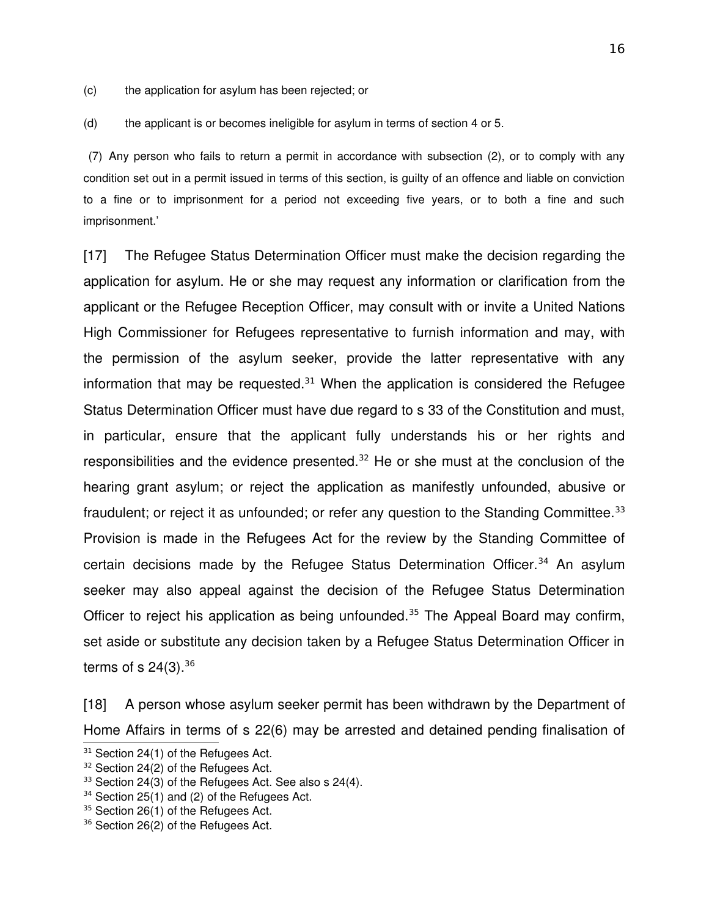(c) the application for asylum has been rejected; or

(d) the applicant is or becomes ineligible for asylum in terms of section 4 or 5.

(7) Any person who fails to return a permit in accordance with subsection (2), or to comply with any condition set out in a permit issued in terms of this section, is guilty of an offence and liable on conviction to a fine or to imprisonment for a period not exceeding five years, or to both a fine and such imprisonment.'

[17] The Refugee Status Determination Officer must make the decision regarding the application for asylum. He or she may request any information or clarification from the applicant or the Refugee Reception Officer, may consult with or invite a United Nations High Commissioner for Refugees representative to furnish information and may, with the permission of the asylum seeker, provide the latter representative with any information that may be requested.[31] When the application is considered the Refugee Status Determination Officer must have due regard to s 33 of the Constitution and must, in particular, ensure that the applicant fully understands his or her rights and responsibilities and the evidence presented.[32] He or she must at the conclusion of the hearing grant asylum; or reject the application as manifestly unfounded, abusive or fraudulent; or reject it as unfounded; or refer any question to the Standing Committee.[33] Provision is made in the Refugees Act for the review by the Standing Committee of certain decisions made by the Refugee Status Determination Officer.[34] An asylum seeker may also appeal against the decision of the Refugee Status Determination Officer to reject his application as being unfounded.[35] The Appeal Board may confirm, set aside or substitute any decision taken by a Refugee Status Determination Officer in terms of s 24(3).[36]

[18] A person whose asylum seeker permit has been withdrawn by the Department of Home Affairs in terms of s 22(6) may be arrested and detained pending finalisation of

[31] Section 24(1) of the Refugees Act.
[32] Section 24(2) of the Refugees Act.
[33] Section 24(3) of the Refugees Act. See also s 24(4).
[34] Section 25(1) and (2) of the Refugees Act.
[35] Section 26(1) of the Refugees Act.
[36] Section 26(2) of the Refugees Act.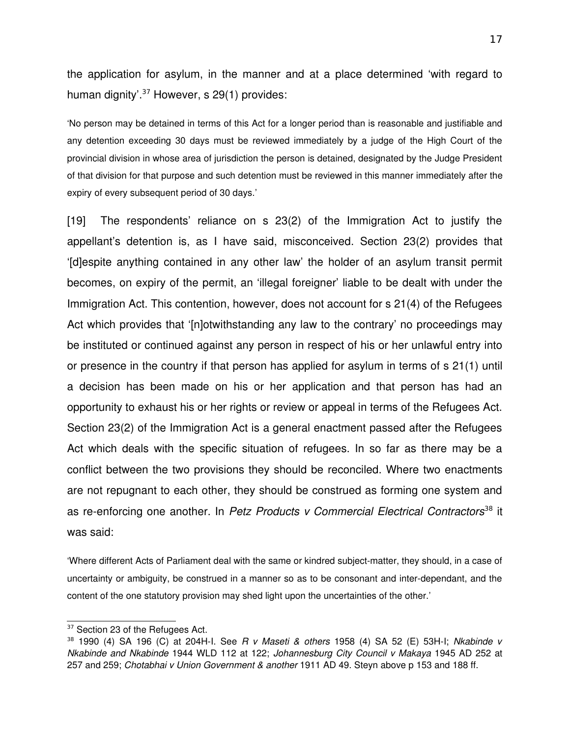the application for asylum, in the manner and at a place determined 'with regard to human dignity'.[37] However, s 29(1) provides:

> 'No person may be detained in terms of this Act for a longer period than is reasonable and justifiable and any detention exceeding 30 days must be reviewed immediately by a judge of the High Court of the provincial division in whose area of jurisdiction the person is detained, designated by the Judge President of that division for that purpose and such detention must be reviewed in this manner immediately after the expiry of every subsequent period of 30 days.'

[19] The respondents' reliance on s 23(2) of the Immigration Act to justify the appellant's detention is, as I have said, misconceived. Section 23(2) provides that '[d]espite anything contained in any other law' the holder of an asylum transit permit becomes, on expiry of the permit, an 'illegal foreigner' liable to be dealt with under the Immigration Act. This contention, however, does not account for s 21(4) of the Refugees Act which provides that '[n]otwithstanding any law to the contrary' no proceedings may be instituted or continued against any person in respect of his or her unlawful entry into or presence in the country if that person has applied for asylum in terms of s 21(1) until a decision has been made on his or her application and that person has had an opportunity to exhaust his or her rights or review or appeal in terms of the Refugees Act. Section 23(2) of the Immigration Act is a general enactment passed after the Refugees Act which deals with the specific situation of refugees. In so far as there may be a conflict between the two provisions they should be reconciled. Where two enactments are not repugnant to each other, they should be construed as forming one system and as re-enforcing one another. In *Petz Products v Commercial Electrical Contractors*[38] it was said:

> 'Where different Acts of Parliament deal with the same or kindred subject-matter, they should, in a case of uncertainty or ambiguity, be construed in a manner so as to be consonant and inter-dependant, and the content of the one statutory provision may shed light upon the uncertainties of the other.'

---

[37] Section 23 of the Refugees Act.

[38] 1990 (4) SA 196 (C) at 204H-I. See *R v Maseti & others* 1958 (4) SA 52 (E) 53H-I; *Nkabinde v Nkabinde and Nkabinde* 1944 WLD 112 at 122; *Johannesburg City Council v Makaya* 1945 AD 252 at 257 and 259; *Chotabhai v Union Government & another* 1911 AD 49. Steyn above p 153 and 188 ff.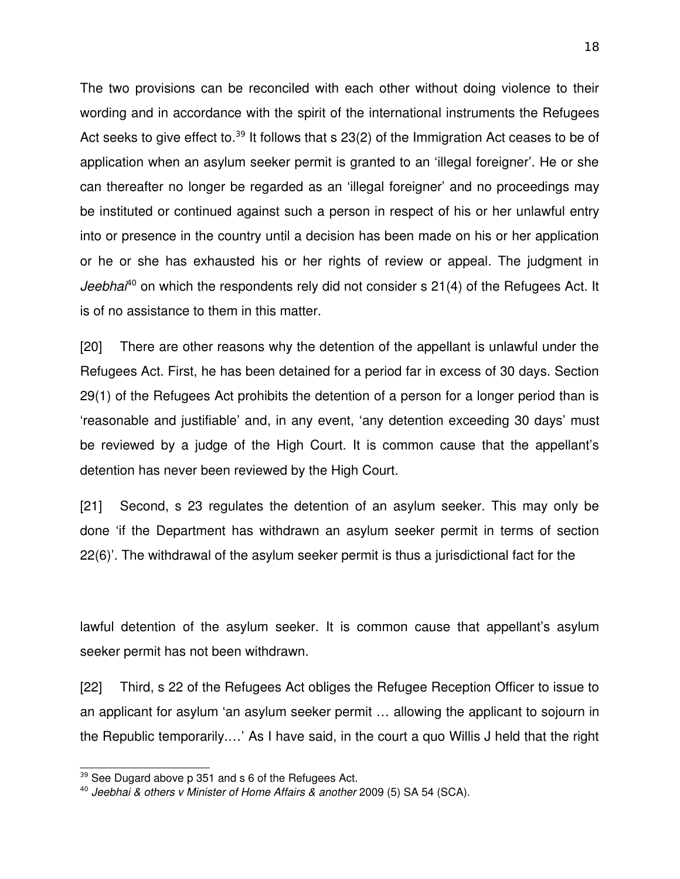The two provisions can be reconciled with each other without doing violence to their wording and in accordance with the spirit of the international instruments the Refugees Act seeks to give effect to.[39] It follows that s 23(2) of the Immigration Act ceases to be of application when an asylum seeker permit is granted to an 'illegal foreigner'. He or she can thereafter no longer be regarded as an 'illegal foreigner' and no proceedings may be instituted or continued against such a person in respect of his or her unlawful entry into or presence in the country until a decision has been made on his or her application or he or she has exhausted his or her rights of review or appeal. The judgment in *Jeebhai*[40] on which the respondents rely did not consider s 21(4) of the Refugees Act. It is of no assistance to them in this matter.

[20] There are other reasons why the detention of the appellant is unlawful under the Refugees Act. First, he has been detained for a period far in excess of 30 days. Section 29(1) of the Refugees Act prohibits the detention of a person for a longer period than is 'reasonable and justifiable' and, in any event, 'any detention exceeding 30 days' must be reviewed by a judge of the High Court. It is common cause that the appellant's detention has never been reviewed by the High Court.

[21] Second, s 23 regulates the detention of an asylum seeker. This may only be done 'if the Department has withdrawn an asylum seeker permit in terms of section 22(6)'. The withdrawal of the asylum seeker permit is thus a jurisdictional fact for the lawful detention of the asylum seeker. It is common cause that appellant's asylum seeker permit has not been withdrawn.

[22] Third, s 22 of the Refugees Act obliges the Refugee Reception Officer to issue to an applicant for asylum 'an asylum seeker permit … allowing the applicant to sojourn in the Republic temporarily.…' As I have said, in the court a quo Willis J held that the right

---

[39] See Dugard above p 351 and s 6 of the Refugees Act.

[40] *Jeebhai & others v Minister of Home Affairs & another* 2009 (5) SA 54 (SCA).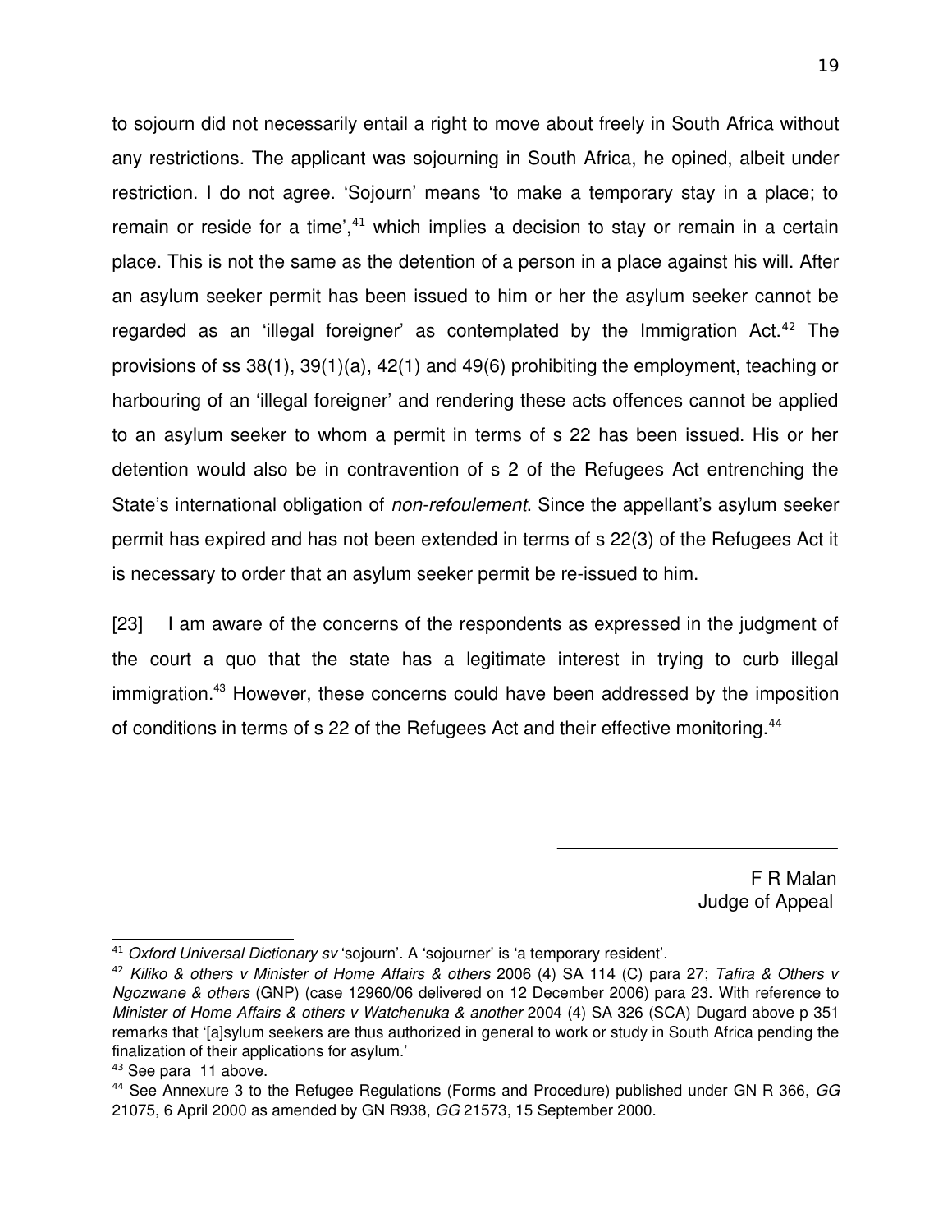to sojourn did not necessarily entail a right to move about freely in South Africa without any restrictions. The applicant was sojourning in South Africa, he opined, albeit under restriction. I do not agree. 'Sojourn' means 'to make a temporary stay in a place; to remain or reside for a time',[41] which implies a decision to stay or remain in a certain place. This is not the same as the detention of a person in a place against his will. After an asylum seeker permit has been issued to him or her the asylum seeker cannot be regarded as an 'illegal foreigner' as contemplated by the Immigration Act.[42] The provisions of ss 38(1), 39(1)(a), 42(1) and 49(6) prohibiting the employment, teaching or harbouring of an 'illegal foreigner' and rendering these acts offences cannot be applied to an asylum seeker to whom a permit in terms of s 22 has been issued. His or her detention would also be in contravention of s 2 of the Refugees Act entrenching the State's international obligation of *non-refoulement*. Since the appellant's asylum seeker permit has expired and has not been extended in terms of s 22(3) of the Refugees Act it is necessary to order that an asylum seeker permit be re-issued to him.

[23] I am aware of the concerns of the respondents as expressed in the judgment of the court a quo that the state has a legitimate interest in trying to curb illegal immigration.[43] However, these concerns could have been addressed by the imposition of conditions in terms of s 22 of the Refugees Act and their effective monitoring.[44]

\_\_\_\_\_\_\_\_\_\_\_\_\_\_\_\_\_\_\_\_\_\_\_\_\_\_\_\_

F R Malan
Judge of Appeal

---

[41] *Oxford Universal Dictionary sv* 'sojourn'. A 'sojourner' is 'a temporary resident'.

[42] *Kiliko & others v Minister of Home Affairs & others* 2006 (4) SA 114 (C) para 27; *Tafira & Others v Ngozwane & others* (GNP) (case 12960/06 delivered on 12 December 2006) para 23. With reference to *Minister of Home Affairs & others v Watchenuka & another* 2004 (4) SA 326 (SCA) Dugard above p 351 remarks that '[a]sylum seekers are thus authorized in general to work or study in South Africa pending the finalization of their applications for asylum.'

[43] See para 11 above.

[44] See Annexure 3 to the Refugee Regulations (Forms and Procedure) published under GN R 366, *GG* 21075, 6 April 2000 as amended by GN R938, *GG* 21573, 15 September 2000.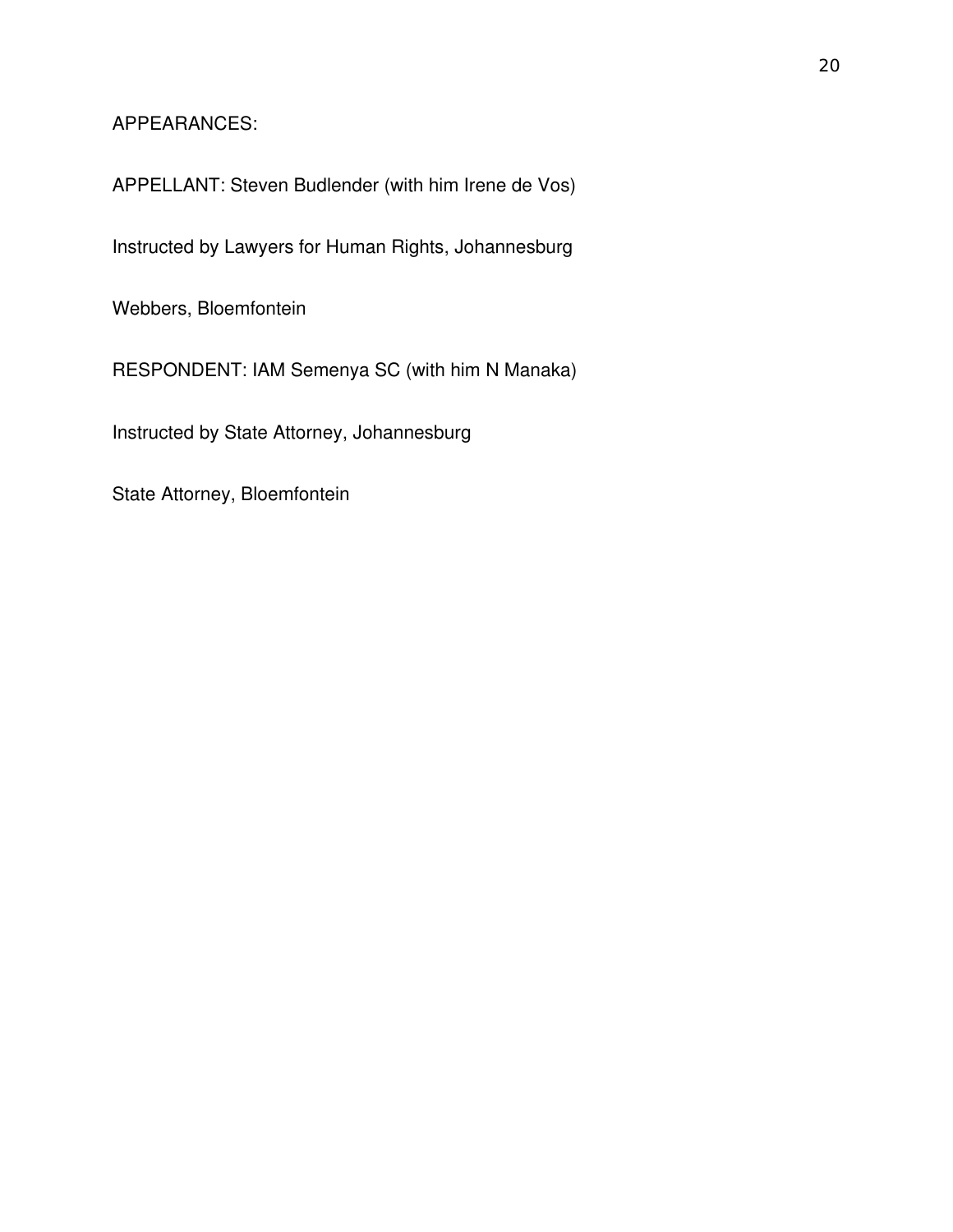APPEARANCES:

APPELLANT: Steven Budlender (with him Irene de Vos)

Instructed by Lawyers for Human Rights, Johannesburg

Webbers, Bloemfontein

RESPONDENT: IAM Semenya SC (with him N Manaka)

Instructed by State Attorney, Johannesburg

State Attorney, Bloemfontein